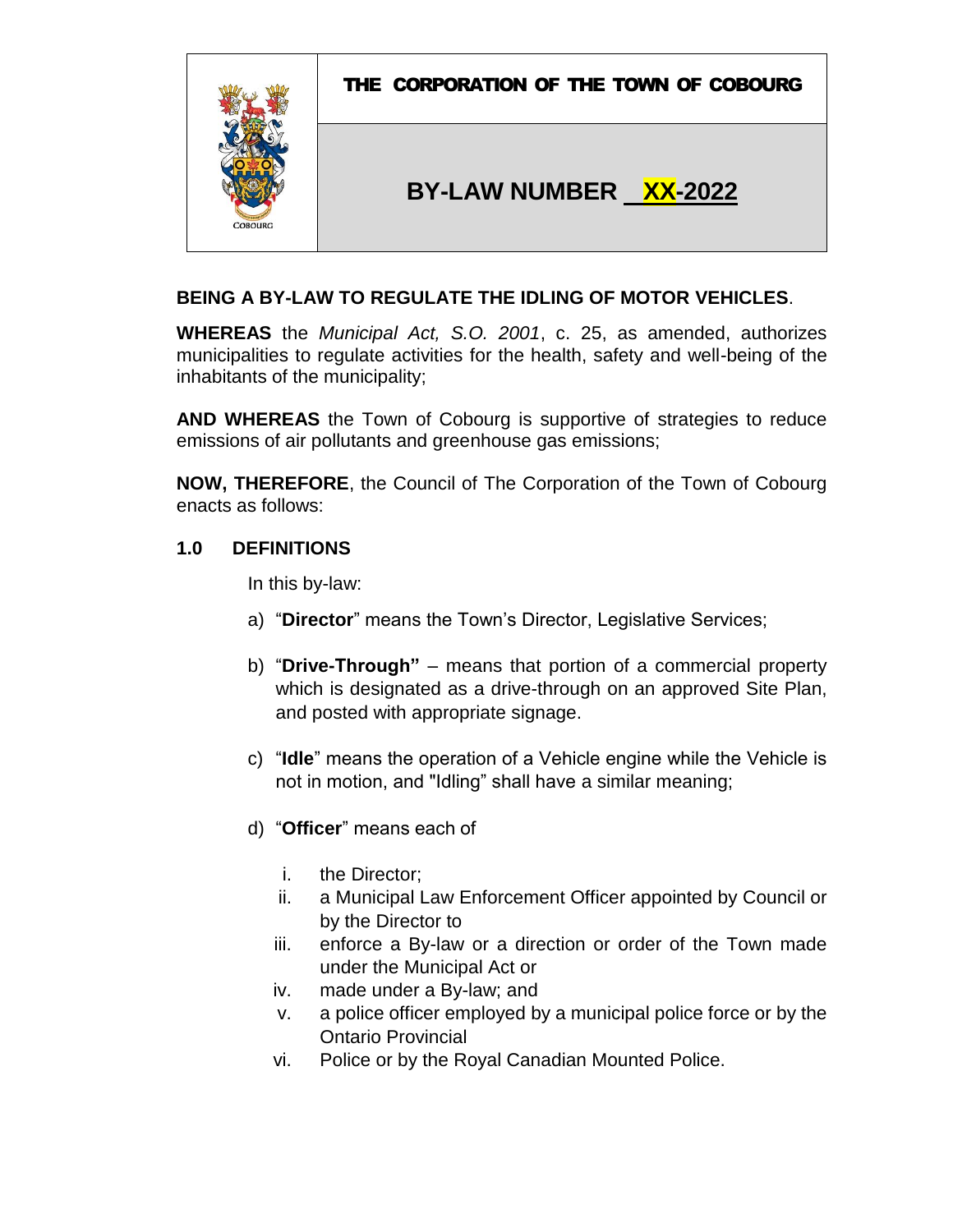**THE CORPORATION OF THE TOWN OF COBOURG**

# BY-LAW NUMBER XX-2022

**BEING A BY-LAW TO REGULATE THE IDLING OF MOTOR VEHICLES**.

**WHEREAS** the *Municipal Act, S.O. 2001*, c. 25, as amended, authorizes municipalities to regulate activities for the health, safety and well-being of the inhabitants of the municipality;

**AND WHEREAS** the Town of Cobourg is supportive of strategies to reduce emissions of air pollutants and greenhouse gas emissions;

**NOW, THEREFORE**, the Council of The Corporation of the Town of Cobourg enacts as follows:

## 1.0 DEFINITIONS

In this by-law:

a) "**Director**" means the Town's Director, Legislative Services;

b) "**Drive-Through"** – means that portion of a commercial property which is designated as a drive-through on an approved Site Plan, and posted with appropriate signage.

c) "**Idle**" means the operation of a Vehicle engine while the Vehicle is not in motion, and "Idling" shall have a similar meaning;

d) "**Officer**" means each of

   i. the Director;
   ii. a Municipal Law Enforcement Officer appointed by Council or by the Director to
   iii. enforce a By-law or a direction or order of the Town made under the Municipal Act or
   iv. made under a By-law; and
   v. a police officer employed by a municipal police force or by the Ontario Provincial
   vi. Police or by the Royal Canadian Mounted Police.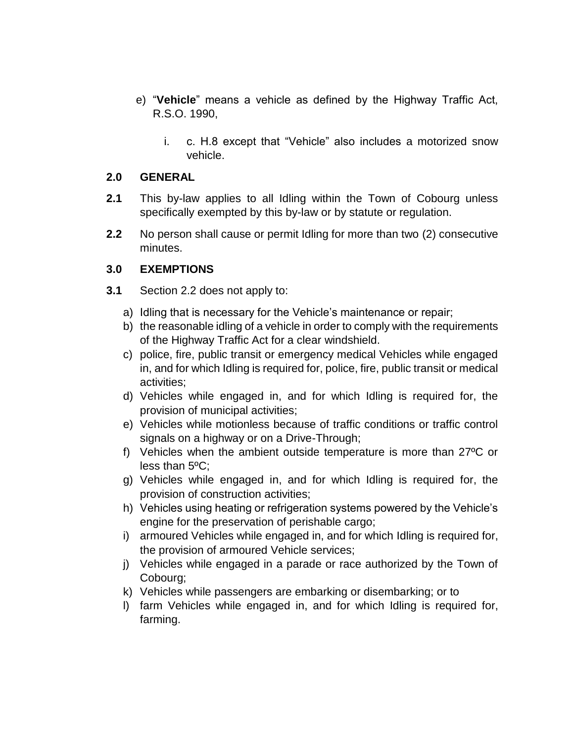e) "**Vehicle**" means a vehicle as defined by the Highway Traffic Act, R.S.O. 1990,

   i. c. H.8 except that "Vehicle" also includes a motorized snow vehicle.

## 2.0 GENERAL

**2.1** This by-law applies to all Idling within the Town of Cobourg unless specifically exempted by this by-law or by statute or regulation.

**2.2** No person shall cause or permit Idling for more than two (2) consecutive minutes.

## 3.0 EXEMPTIONS

**3.1** Section 2.2 does not apply to:

a) Idling that is necessary for the Vehicle's maintenance or repair;
b) the reasonable idling of a vehicle in order to comply with the requirements of the Highway Traffic Act for a clear windshield.
c) police, fire, public transit or emergency medical Vehicles while engaged in, and for which Idling is required for, police, fire, public transit or medical activities;
d) Vehicles while engaged in, and for which Idling is required for, the provision of municipal activities;
e) Vehicles while motionless because of traffic conditions or traffic control signals on a highway or on a Drive-Through;
f) Vehicles when the ambient outside temperature is more than 27ºC or less than 5ºC;
g) Vehicles while engaged in, and for which Idling is required for, the provision of construction activities;
h) Vehicles using heating or refrigeration systems powered by the Vehicle's engine for the preservation of perishable cargo;
i) armoured Vehicles while engaged in, and for which Idling is required for, the provision of armoured Vehicle services;
j) Vehicles while engaged in a parade or race authorized by the Town of Cobourg;
k) Vehicles while passengers are embarking or disembarking; or to
l) farm Vehicles while engaged in, and for which Idling is required for, farming.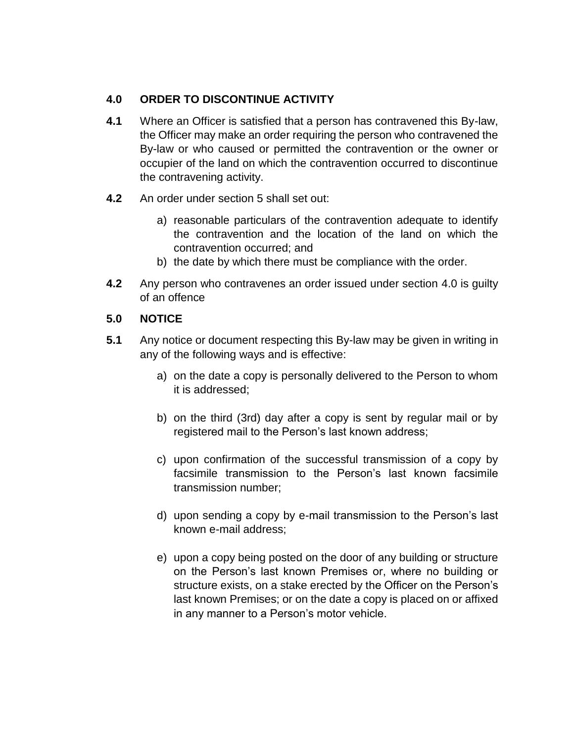## 4.0 ORDER TO DISCONTINUE ACTIVITY

**4.1** Where an Officer is satisfied that a person has contravened this By-law, the Officer may make an order requiring the person who contravened the By-law or who caused or permitted the contravention or the owner or occupier of the land on which the contravention occurred to discontinue the contravening activity.

**4.2** An order under section 5 shall set out:

a) reasonable particulars of the contravention adequate to identify the contravention and the location of the land on which the contravention occurred; and
b) the date by which there must be compliance with the order.

**4.2** Any person who contravenes an order issued under section 4.0 is guilty of an offence

## 5.0 NOTICE

**5.1** Any notice or document respecting this By-law may be given in writing in any of the following ways and is effective:

a) on the date a copy is personally delivered to the Person to whom it is addressed;

b) on the third (3rd) day after a copy is sent by regular mail or by registered mail to the Person's last known address;

c) upon confirmation of the successful transmission of a copy by facsimile transmission to the Person's last known facsimile transmission number;

d) upon sending a copy by e-mail transmission to the Person's last known e-mail address;

e) upon a copy being posted on the door of any building or structure on the Person's last known Premises or, where no building or structure exists, on a stake erected by the Officer on the Person's last known Premises; or on the date a copy is placed on or affixed in any manner to a Person's motor vehicle.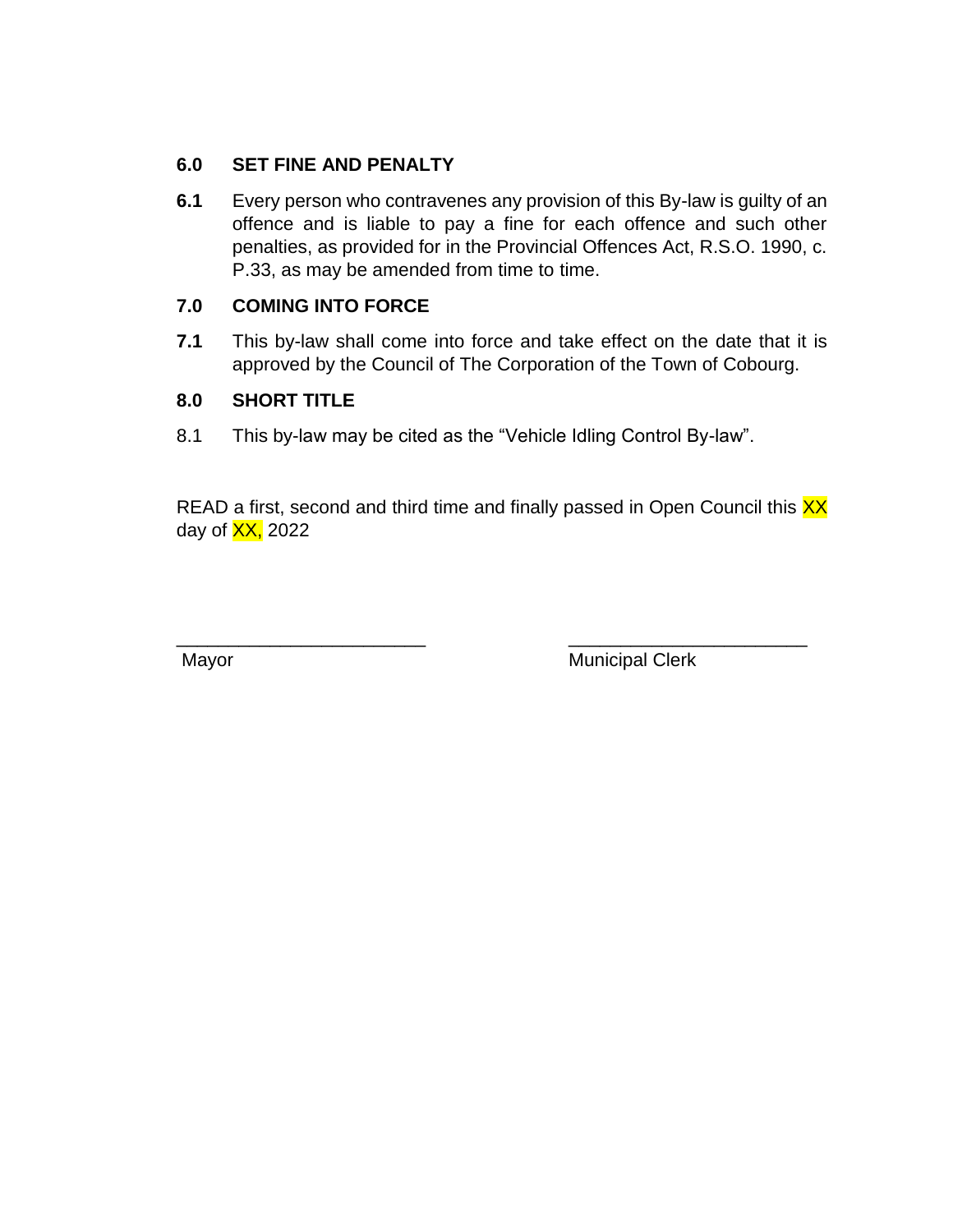## 6.0 SET FINE AND PENALTY

**6.1** Every person who contravenes any provision of this By-law is guilty of an offence and is liable to pay a fine for each offence and such other penalties, as provided for in the Provincial Offences Act, R.S.O. 1990, c. P.33, as may be amended from time to time.

## 7.0 COMING INTO FORCE

**7.1** This by-law shall come into force and take effect on the date that it is approved by the Council of The Corporation of the Town of Cobourg.

## 8.0 SHORT TITLE

8.1 This by-law may be cited as the "Vehicle Idling Control By-law".

READ a first, second and third time and finally passed in Open Council this XX day of XX, 2022

\_\_\_\_\_\_\_\_\_\_\_\_\_\_\_\_\_\_\_\_\_\_\_\_
Mayor

\_\_\_\_\_\_\_\_\_\_\_\_\_\_\_\_\_\_\_\_\_\_\_\_
Municipal Clerk